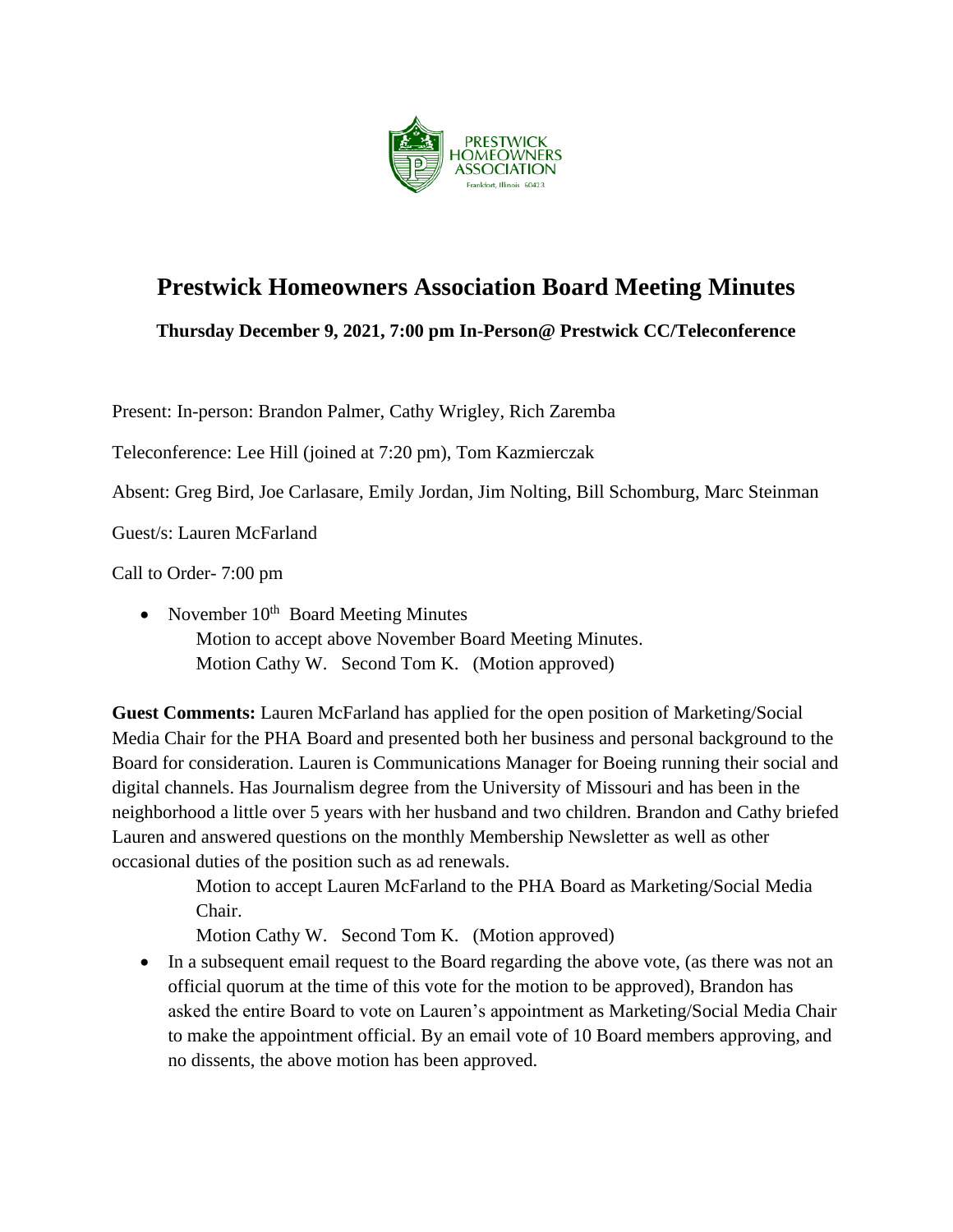# Prestwick Homeowners Association Board Meeting Minutes

**Thursday December 9, 2021, 7:00 pm In-Person@ Prestwick CC/Teleconference**

Present: In-person: Brandon Palmer, Cathy Wrigley, Rich Zaremba

Teleconference: Lee Hill (joined at 7:20 pm), Tom Kazmierczak

Absent: Greg Bird, Joe Carlasare, Emily Jordan, Jim Nolting, Bill Schomburg, Marc Steinman

Guest/s: Lauren McFarland

Call to Order- 7:00 pm

- November 10th Board Meeting Minutes
  Motion to accept above November Board Meeting Minutes.
  Motion Cathy W. Second Tom K. (Motion approved)

**Guest Comments:** Lauren McFarland has applied for the open position of Marketing/Social Media Chair for the PHA Board and presented both her business and personal background to the Board for consideration. Lauren is Communications Manager for Boeing running their social and digital channels. Has Journalism degree from the University of Missouri and has been in the neighborhood a little over 5 years with her husband and two children. Brandon and Cathy briefed Lauren and answered questions on the monthly Membership Newsletter as well as other occasional duties of the position such as ad renewals.

> Motion to accept Lauren McFarland to the PHA Board as Marketing/Social Media Chair.
> Motion Cathy W. Second Tom K. (Motion approved)

- In a subsequent email request to the Board regarding the above vote, (as there was not an official quorum at the time of this vote for the motion to be approved), Brandon has asked the entire Board to vote on Lauren's appointment as Marketing/Social Media Chair to make the appointment official. By an email vote of 10 Board members approving, and no dissents, the above motion has been approved.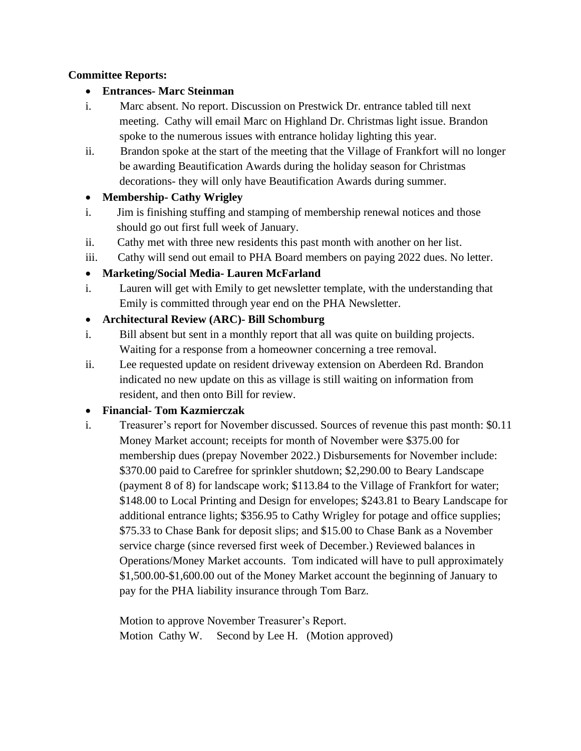**Committee Reports:**

- **Entrances- Marc Steinman**

i. Marc absent. No report. Discussion on Prestwick Dr. entrance tabled till next meeting. Cathy will email Marc on Highland Dr. Christmas light issue. Brandon spoke to the numerous issues with entrance holiday lighting this year.

ii. Brandon spoke at the start of the meeting that the Village of Frankfort will no longer be awarding Beautification Awards during the holiday season for Christmas decorations- they will only have Beautification Awards during summer.

- **Membership- Cathy Wrigley**

i. Jim is finishing stuffing and stamping of membership renewal notices and those should go out first full week of January.

ii. Cathy met with three new residents this past month with another on her list.

iii. Cathy will send out email to PHA Board members on paying 2022 dues. No letter.

- **Marketing/Social Media- Lauren McFarland**

i. Lauren will get with Emily to get newsletter template, with the understanding that Emily is committed through year end on the PHA Newsletter.

- **Architectural Review (ARC)- Bill Schomburg**

i. Bill absent but sent in a monthly report that all was quite on building projects. Waiting for a response from a homeowner concerning a tree removal.

ii. Lee requested update on resident driveway extension on Aberdeen Rd. Brandon indicated no new update on this as village is still waiting on information from resident, and then onto Bill for review.

- **Financial- Tom Kazmierczak**

i. Treasurer's report for November discussed. Sources of revenue this past month: $0.11 Money Market account; receipts for month of November were $375.00 for membership dues (prepay November 2022.) Disbursements for November include: $370.00 paid to Carefree for sprinkler shutdown; $2,290.00 to Beary Landscape (payment 8 of 8) for landscape work; $113.84 to the Village of Frankfort for water; $148.00 to Local Printing and Design for envelopes; $243.81 to Beary Landscape for additional entrance lights; $356.95 to Cathy Wrigley for potage and office supplies; $75.33 to Chase Bank for deposit slips; and $15.00 to Chase Bank as a November service charge (since reversed first week of December.) Reviewed balances in Operations/Money Market accounts. Tom indicated will have to pull approximately $1,500.00-$1,600.00 out of the Money Market account the beginning of January to pay for the PHA liability insurance through Tom Barz.

Motion to approve November Treasurer's Report.
Motion Cathy W. Second by Lee H. (Motion approved)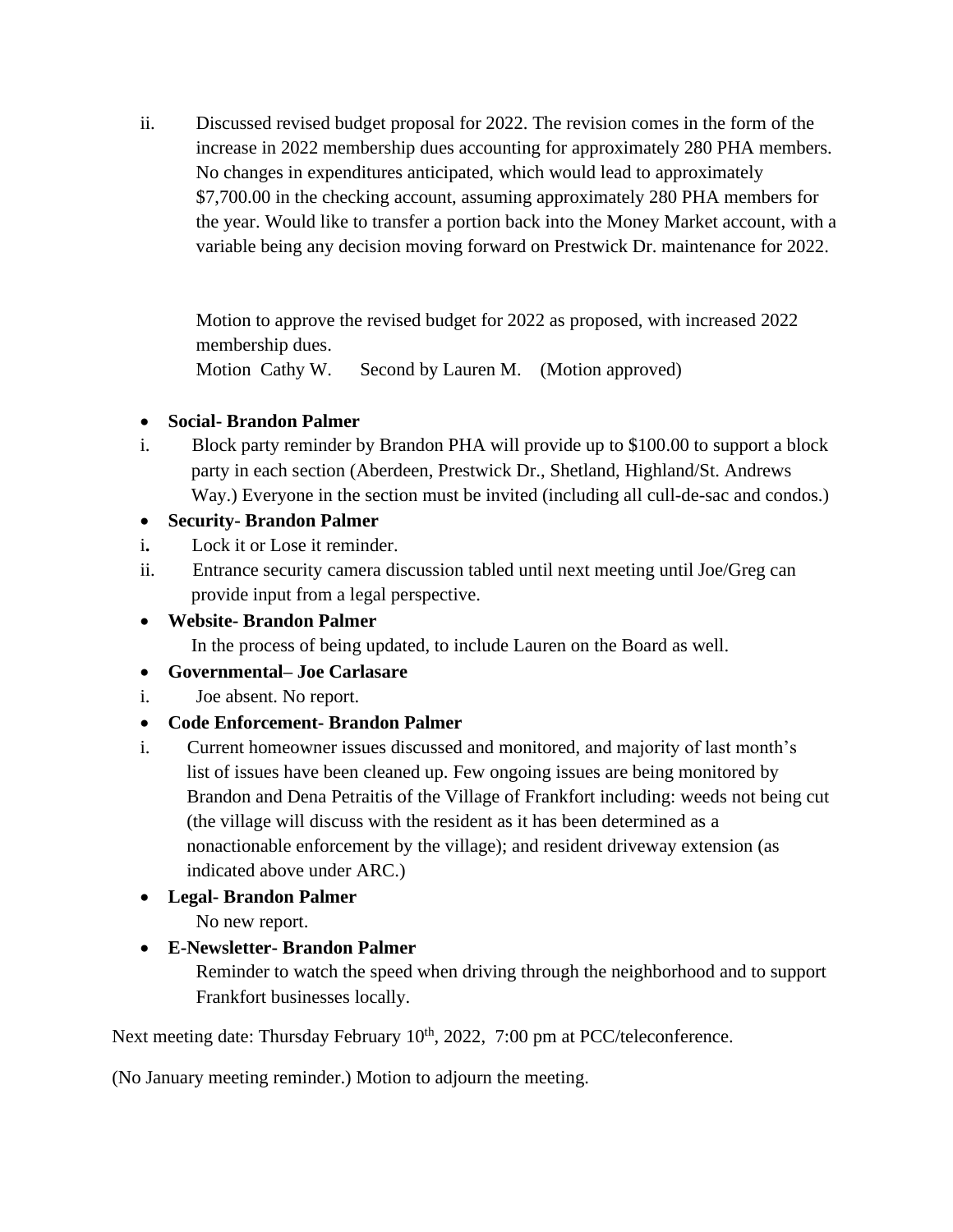ii. Discussed revised budget proposal for 2022. The revision comes in the form of the increase in 2022 membership dues accounting for approximately 280 PHA members. No changes in expenditures anticipated, which would lead to approximately $7,700.00 in the checking account, assuming approximately 280 PHA members for the year. Would like to transfer a portion back into the Money Market account, with a variable being any decision moving forward on Prestwick Dr. maintenance for 2022.

Motion to approve the revised budget for 2022 as proposed, with increased 2022 membership dues.
Motion Cathy W. Second by Lauren M. (Motion approved)

- **Social- Brandon Palmer**

i. Block party reminder by Brandon PHA will provide up to $100.00 to support a block party in each section (Aberdeen, Prestwick Dr., Shetland, Highland/St. Andrews Way.) Everyone in the section must be invited (including all cull-de-sac and condos.)

- **Security- Brandon Palmer**

i. Lock it or Lose it reminder.
ii. Entrance security camera discussion tabled until next meeting until Joe/Greg can provide input from a legal perspective.

- **Website- Brandon Palmer**

In the process of being updated, to include Lauren on the Board as well.

- **Governmental– Joe Carlasare**

i. Joe absent. No report.

- **Code Enforcement- Brandon Palmer**

i. Current homeowner issues discussed and monitored, and majority of last month's list of issues have been cleaned up. Few ongoing issues are being monitored by Brandon and Dena Petraitis of the Village of Frankfort including: weeds not being cut (the village will discuss with the resident as it has been determined as a nonactionable enforcement by the village); and resident driveway extension (as indicated above under ARC.)

- **Legal- Brandon Palmer**

No new report.

- **E-Newsletter- Brandon Palmer**

Reminder to watch the speed when driving through the neighborhood and to support Frankfort businesses locally.

Next meeting date: Thursday February 10th, 2022, 7:00 pm at PCC/teleconference.

(No January meeting reminder.) Motion to adjourn the meeting.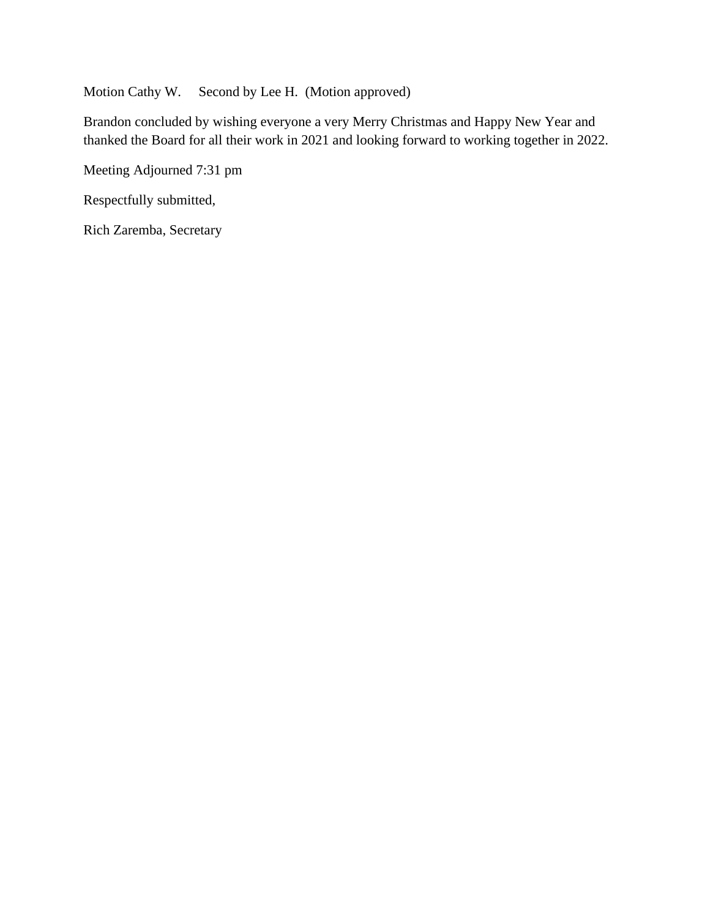Motion Cathy W.     Second by Lee H.  (Motion approved)

Brandon concluded by wishing everyone a very Merry Christmas and Happy New Year and thanked the Board for all their work in 2021 and looking forward to working together in 2022.

Meeting Adjourned 7:31 pm

Respectfully submitted,

Rich Zaremba, Secretary